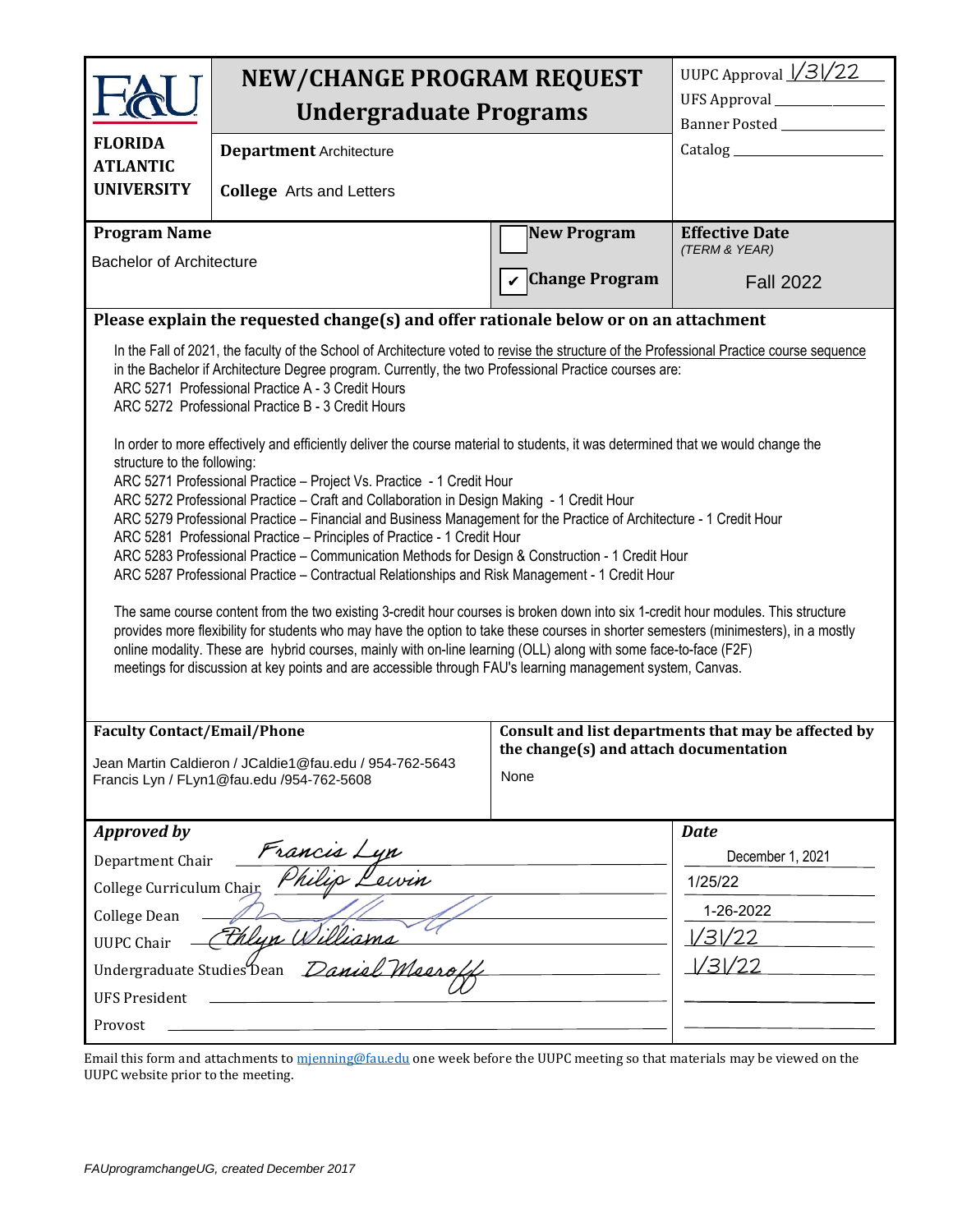# NEW/CHANGE PROGRAM REQUEST
## Undergraduate Programs

**FLORIDA ATLANTIC UNIVERSITY**

**Department** Architecture

**College** Arts and Letters

UUPC Approval 1/31/22
UFS Approval
Banner Posted
Catalog

| **Program Name** | | **Effective Date** *(TERM & YEAR)* |
|---|---|---|
| Bachelor of Architecture | ☐ **New Program** ☑ **Change Program** | Fall 2022 |

**Please explain the requested change(s) and offer rationale below or on an attachment**

In the Fall of 2021, the faculty of the School of Architecture voted to revise the structure of the Professional Practice course sequence in the Bachelor if Architecture Degree program. Currently, the two Professional Practice courses are:
ARC 5271 Professional Practice A - 3 Credit Hours
ARC 5272 Professional Practice B - 3 Credit Hours

In order to more effectively and efficiently deliver the course material to students, it was determined that we would change the structure to the following:
ARC 5271 Professional Practice – Project Vs. Practice - 1 Credit Hour
ARC 5272 Professional Practice – Craft and Collaboration in Design Making - 1 Credit Hour
ARC 5279 Professional Practice – Financial and Business Management for the Practice of Architecture - 1 Credit Hour
ARC 5281 Professional Practice – Principles of Practice - 1 Credit Hour
ARC 5283 Professional Practice – Communication Methods for Design & Construction - 1 Credit Hour
ARC 5287 Professional Practice – Contractual Relationships and Risk Management - 1 Credit Hour

The same course content from the two existing 3-credit hour courses is broken down into six 1-credit hour modules. This structure provides more flexibility for students who may have the option to take these courses in shorter semesters (minimesters), in a mostly online modality. These are hybrid courses, mainly with on-line learning (OLL) along with some face-to-face (F2F) meetings for discussion at key points and are accessible through FAU's learning management system, Canvas.

| **Faculty Contact/Email/Phone** | **Consult and list departments that may be affected by the change(s) and attach documentation** |
|---|---|
| Jean Martin Caldieron / JCaldie1@fau.edu / 954-762-5643<br>Francis Lyn / FLyn1@fau.edu /954-762-5608 | None |

| ***Approved by*** | | ***Date*** |
|---|---|---|
| Department Chair | Francis Lyn | December 1, 2021 |
| College Curriculum Chair | Philip Lewin | 1/25/22 |
| College Dean | [signature] | 1-26-2022 |
| UUPC Chair | Ethlyn Williams | 1/31/22 |
| Undergraduate Studies Dean | Daniel Meeroff | 1/31/22 |
| UFS President | | |
| Provost | | |

Email this form and attachments to mjenning@fau.edu one week before the UUPC meeting so that materials may be viewed on the UUPC website prior to the meeting.

*FAUprogramchangeUG, created December 2017*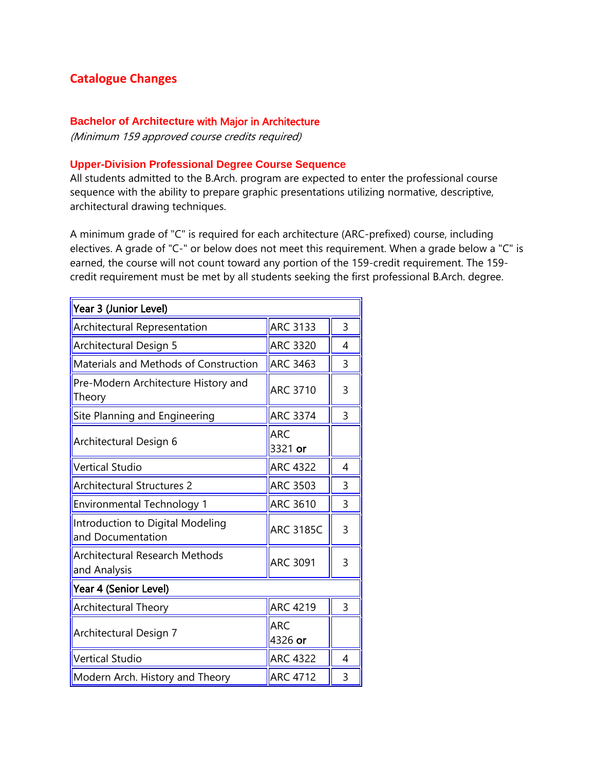## Catalogue Changes

### Bachelor of Architecture with Major in Architecture

*(Minimum 159 approved course credits required)*

### Upper-Division Professional Degree Course Sequence

All students admitted to the B.Arch. program are expected to enter the professional course sequence with the ability to prepare graphic presentations utilizing normative, descriptive, architectural drawing techniques.

A minimum grade of "C" is required for each architecture (ARC-prefixed) course, including electives. A grade of "C-" or below does not meet this requirement. When a grade below a "C" is earned, the course will not count toward any portion of the 159-credit requirement. The 159-credit requirement must be met by all students seeking the first professional B.Arch. degree.

| Year 3 (Junior Level) | | |
|---|---|---|
| Architectural Representation | ARC 3133 | 3 |
| Architectural Design 5 | ARC 3320 | 4 |
| Materials and Methods of Construction | ARC 3463 | 3 |
| Pre-Modern Architecture History and Theory | ARC 3710 | 3 |
| Site Planning and Engineering | ARC 3374 | 3 |
| Architectural Design 6 | ARC 3321 **or** | |
| Vertical Studio | ARC 4322 | 4 |
| Architectural Structures 2 | ARC 3503 | 3 |
| Environmental Technology 1 | ARC 3610 | 3 |
| Introduction to Digital Modeling and Documentation | ARC 3185C | 3 |
| Architectural Research Methods and Analysis | ARC 3091 | 3 |
| **Year 4 (Senior Level)** | | |
| Architectural Theory | ARC 4219 | 3 |
| Architectural Design 7 | ARC 4326 **or** | |
| Vertical Studio | ARC 4322 | 4 |
| Modern Arch. History and Theory | ARC 4712 | 3 |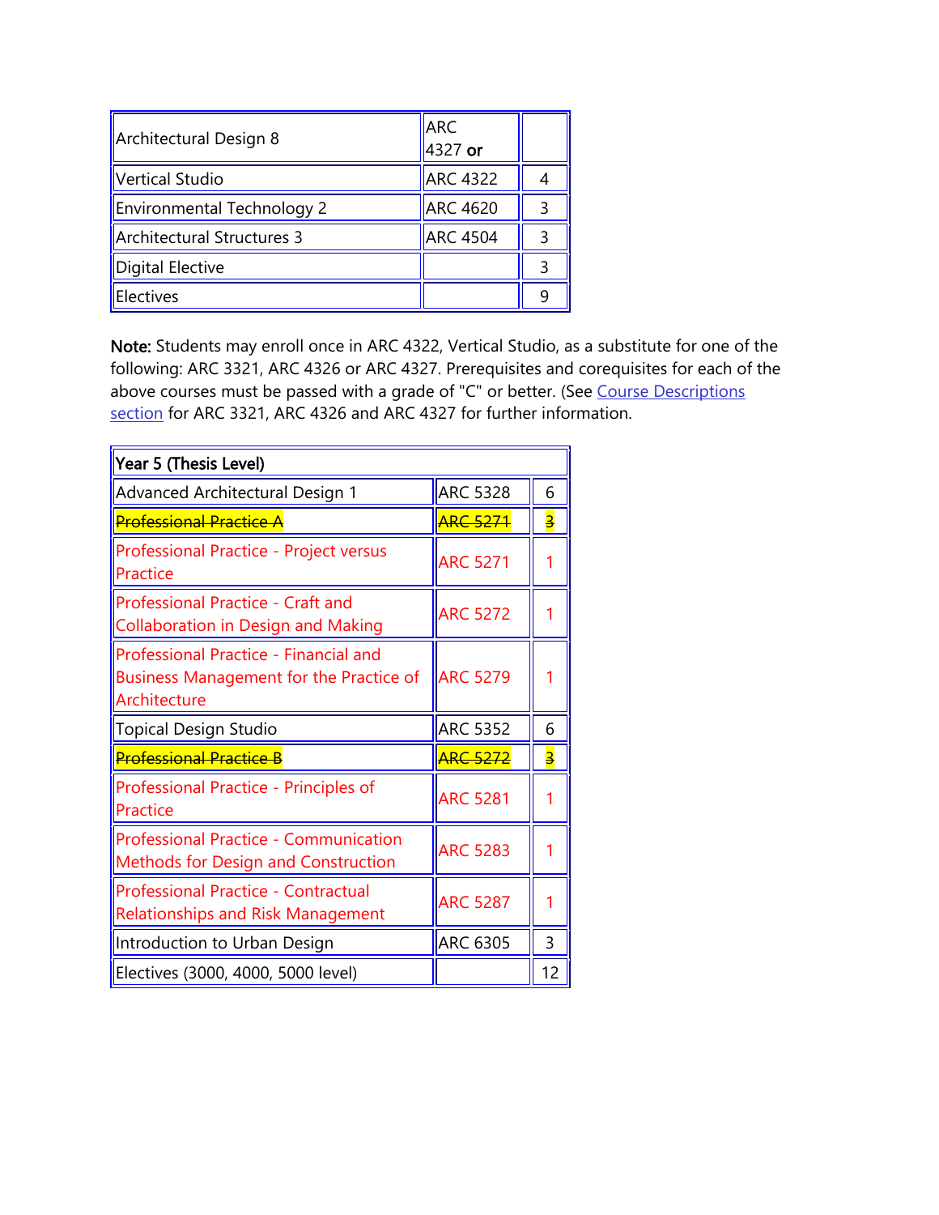| Architectural Design 8 | ARC 4327 **or** | |
|---|---|---|
| Vertical Studio | ARC 4322 | 4 |
| Environmental Technology 2 | ARC 4620 | 3 |
| Architectural Structures 3 | ARC 4504 | 3 |
| Digital Elective | | 3 |
| Electives | | 9 |

**Note:** Students may enroll once in ARC 4322, Vertical Studio, as a substitute for one of the following: ARC 3321, ARC 4326 or ARC 4327. Prerequisites and corequisites for each of the above courses must be passed with a grade of "C" or better. (See Course Descriptions section for ARC 3321, ARC 4326 and ARC 4327 for further information.

| **Year 5 (Thesis Level)** | | |
|---|---|---|
| Advanced Architectural Design 1 | ARC 5328 | 6 |
| ~~Professional Practice A~~ | ~~ARC 5271~~ | ~~3~~ |
| Professional Practice - Project versus Practice | ARC 5271 | 1 |
| Professional Practice - Craft and Collaboration in Design and Making | ARC 5272 | 1 |
| Professional Practice - Financial and Business Management for the Practice of Architecture | ARC 5279 | 1 |
| Topical Design Studio | ARC 5352 | 6 |
| ~~Professional Practice B~~ | ~~ARC 5272~~ | ~~3~~ |
| Professional Practice - Principles of Practice | ARC 5281 | 1 |
| Professional Practice - Communication Methods for Design and Construction | ARC 5283 | 1 |
| Professional Practice - Contractual Relationships and Risk Management | ARC 5287 | 1 |
| Introduction to Urban Design | ARC 6305 | 3 |
| Electives (3000, 4000, 5000 level) | | 12 |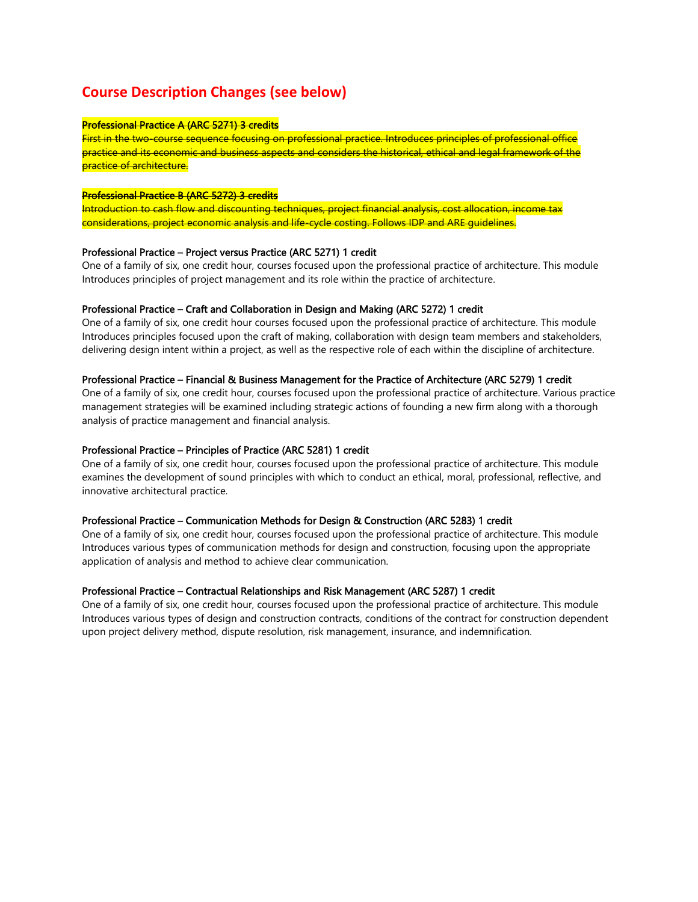## Course Description Changes (see below)

~~**Professional Practice A (ARC 5271) 3 credits**~~
~~First in the two-course sequence focusing on professional practice. Introduces principles of professional office practice and its economic and business aspects and considers the historical, ethical and legal framework of the practice of architecture.~~

~~**Professional Practice B (ARC 5272) 3 credits**~~
~~Introduction to cash flow and discounting techniques, project financial analysis, cost allocation, income tax considerations, project economic analysis and life-cycle costing. Follows IDP and ARE guidelines.~~

**Professional Practice – Project versus Practice (ARC 5271) 1 credit**
One of a family of six, one credit hour, courses focused upon the professional practice of architecture. This module Introduces principles of project management and its role within the practice of architecture.

**Professional Practice – Craft and Collaboration in Design and Making (ARC 5272) 1 credit**
One of a family of six, one credit hour courses focused upon the professional practice of architecture. This module Introduces principles focused upon the craft of making, collaboration with design team members and stakeholders, delivering design intent within a project, as well as the respective role of each within the discipline of architecture.

**Professional Practice – Financial & Business Management for the Practice of Architecture (ARC 5279) 1 credit**
One of a family of six, one credit hour, courses focused upon the professional practice of architecture. Various practice management strategies will be examined including strategic actions of founding a new firm along with a thorough analysis of practice management and financial analysis.

**Professional Practice – Principles of Practice (ARC 5281) 1 credit**
One of a family of six, one credit hour, courses focused upon the professional practice of architecture. This module examines the development of sound principles with which to conduct an ethical, moral, professional, reflective, and innovative architectural practice.

**Professional Practice – Communication Methods for Design & Construction (ARC 5283) 1 credit**
One of a family of six, one credit hour, courses focused upon the professional practice of architecture. This module Introduces various types of communication methods for design and construction, focusing upon the appropriate application of analysis and method to achieve clear communication.

**Professional Practice – Contractual Relationships and Risk Management (ARC 5287) 1 credit**
One of a family of six, one credit hour, courses focused upon the professional practice of architecture. This module Introduces various types of design and construction contracts, conditions of the contract for construction dependent upon project delivery method, dispute resolution, risk management, insurance, and indemnification.